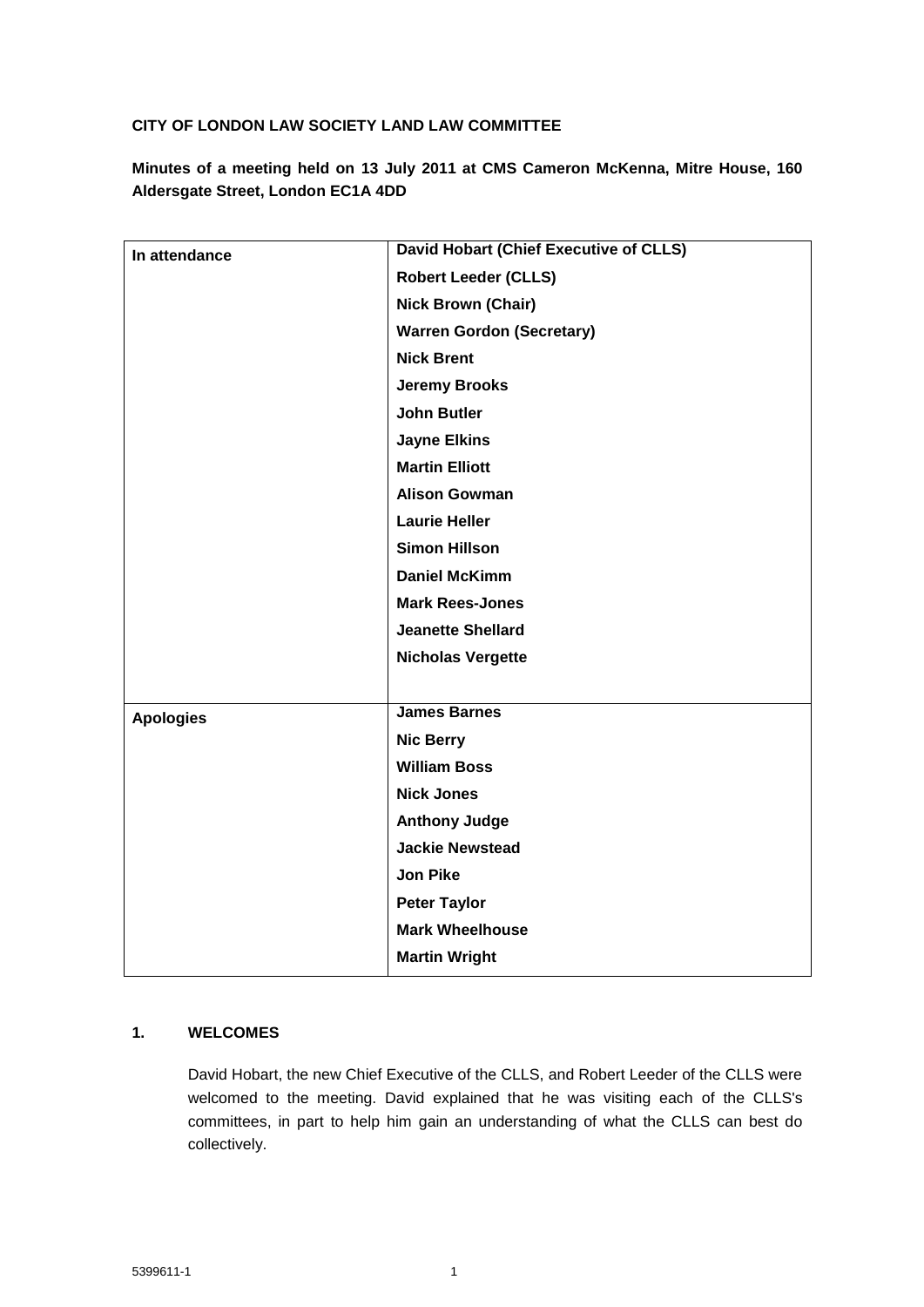**CITY OF LONDON LAW SOCIETY LAND LAW COMMITTEE**

**Minutes of a meeting held on 13 July 2011 at CMS Cameron McKenna, Mitre House, 160 Aldersgate Street, London EC1A 4DD**

| | |
|---|---|
| **In attendance** | **David Hobart (Chief Executive of CLLS)** |
| | **Robert Leeder (CLLS)** |
| | **Nick Brown (Chair)** |
| | **Warren Gordon (Secretary)** |
| | **Nick Brent** |
| | **Jeremy Brooks** |
| | **John Butler** |
| | **Jayne Elkins** |
| | **Martin Elliott** |
| | **Alison Gowman** |
| | **Laurie Heller** |
| | **Simon Hillson** |
| | **Daniel McKimm** |
| | **Mark Rees-Jones** |
| | **Jeanette Shellard** |
| | **Nicholas Vergette** |
| **Apologies** | **James Barnes** |
| | **Nic Berry** |
| | **William Boss** |
| | **Nick Jones** |
| | **Anthony Judge** |
| | **Jackie Newstead** |
| | **Jon Pike** |
| | **Peter Taylor** |
| | **Mark Wheelhouse** |
| | **Martin Wright** |

## 1. WELCOMES

David Hobart, the new Chief Executive of the CLLS, and Robert Leeder of the CLLS were welcomed to the meeting. David explained that he was visiting each of the CLLS's committees, in part to help him gain an understanding of what the CLLS can best do collectively.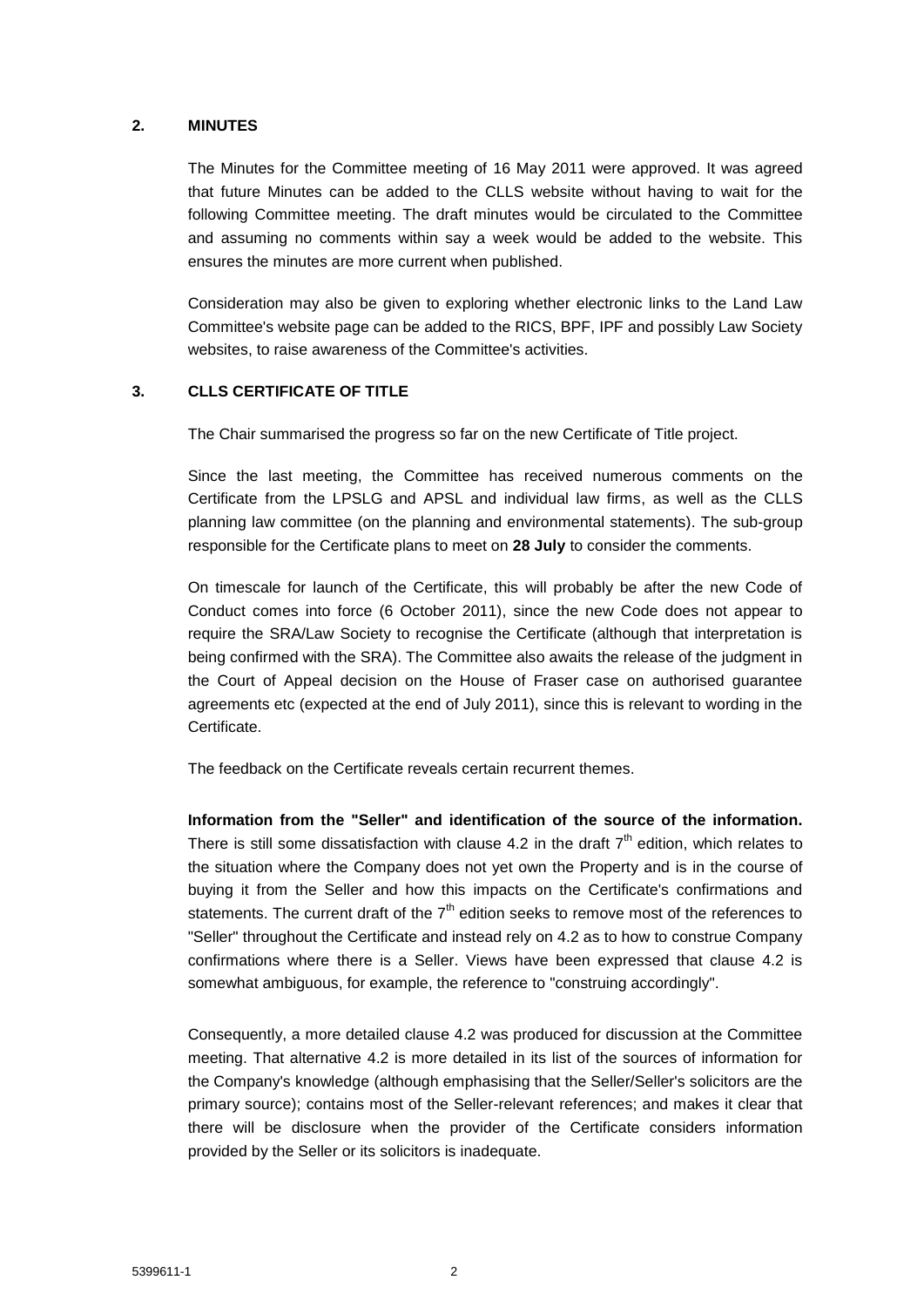## 2. MINUTES

The Minutes for the Committee meeting of 16 May 2011 were approved. It was agreed that future Minutes can be added to the CLLS website without having to wait for the following Committee meeting. The draft minutes would be circulated to the Committee and assuming no comments within say a week would be added to the website. This ensures the minutes are more current when published.

Consideration may also be given to exploring whether electronic links to the Land Law Committee's website page can be added to the RICS, BPF, IPF and possibly Law Society websites, to raise awareness of the Committee's activities.

## 3. CLLS CERTIFICATE OF TITLE

The Chair summarised the progress so far on the new Certificate of Title project.

Since the last meeting, the Committee has received numerous comments on the Certificate from the LPSLG and APSL and individual law firms, as well as the CLLS planning law committee (on the planning and environmental statements). The sub-group responsible for the Certificate plans to meet on **28 July** to consider the comments.

On timescale for launch of the Certificate, this will probably be after the new Code of Conduct comes into force (6 October 2011), since the new Code does not appear to require the SRA/Law Society to recognise the Certificate (although that interpretation is being confirmed with the SRA). The Committee also awaits the release of the judgment in the Court of Appeal decision on the House of Fraser case on authorised guarantee agreements etc (expected at the end of July 2011), since this is relevant to wording in the Certificate.

The feedback on the Certificate reveals certain recurrent themes.

**Information from the "Seller" and identification of the source of the information.** There is still some dissatisfaction with clause 4.2 in the draft 7th edition, which relates to the situation where the Company does not yet own the Property and is in the course of buying it from the Seller and how this impacts on the Certificate's confirmations and statements. The current draft of the 7th edition seeks to remove most of the references to "Seller" throughout the Certificate and instead rely on 4.2 as to how to construe Company confirmations where there is a Seller. Views have been expressed that clause 4.2 is somewhat ambiguous, for example, the reference to "construing accordingly".

Consequently, a more detailed clause 4.2 was produced for discussion at the Committee meeting. That alternative 4.2 is more detailed in its list of the sources of information for the Company's knowledge (although emphasising that the Seller/Seller's solicitors are the primary source); contains most of the Seller-relevant references; and makes it clear that there will be disclosure when the provider of the Certificate considers information provided by the Seller or its solicitors is inadequate.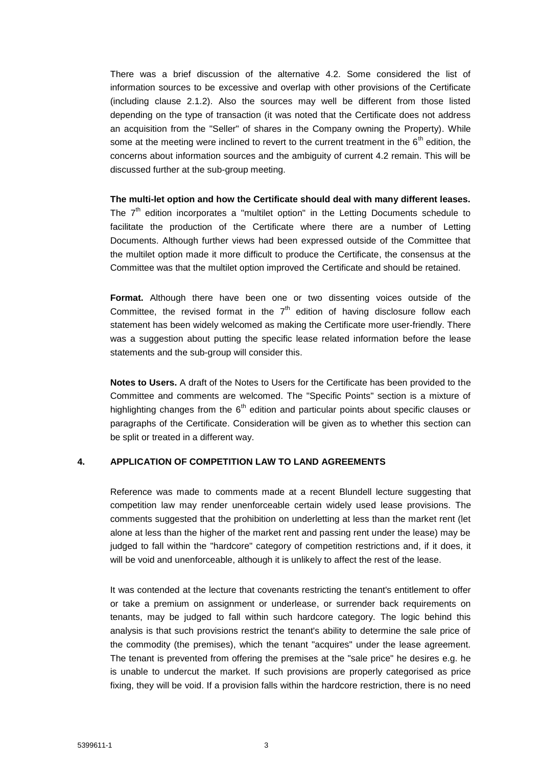There was a brief discussion of the alternative 4.2. Some considered the list of information sources to be excessive and overlap with other provisions of the Certificate (including clause 2.1.2). Also the sources may well be different from those listed depending on the type of transaction (it was noted that the Certificate does not address an acquisition from the "Seller" of shares in the Company owning the Property). While some at the meeting were inclined to revert to the current treatment in the 6th edition, the concerns about information sources and the ambiguity of current 4.2 remain. This will be discussed further at the sub-group meeting.

**The multi-let option and how the Certificate should deal with many different leases.** The 7th edition incorporates a "multilet option" in the Letting Documents schedule to facilitate the production of the Certificate where there are a number of Letting Documents. Although further views had been expressed outside of the Committee that the multilet option made it more difficult to produce the Certificate, the consensus at the Committee was that the multilet option improved the Certificate and should be retained.

**Format.** Although there have been one or two dissenting voices outside of the Committee, the revised format in the 7th edition of having disclosure follow each statement has been widely welcomed as making the Certificate more user-friendly. There was a suggestion about putting the specific lease related information before the lease statements and the sub-group will consider this.

**Notes to Users.** A draft of the Notes to Users for the Certificate has been provided to the Committee and comments are welcomed. The "Specific Points" section is a mixture of highlighting changes from the 6th edition and particular points about specific clauses or paragraphs of the Certificate. Consideration will be given as to whether this section can be split or treated in a different way.

## 4. APPLICATION OF COMPETITION LAW TO LAND AGREEMENTS

Reference was made to comments made at a recent Blundell lecture suggesting that competition law may render unenforceable certain widely used lease provisions. The comments suggested that the prohibition on underletting at less than the market rent (let alone at less than the higher of the market rent and passing rent under the lease) may be judged to fall within the "hardcore" category of competition restrictions and, if it does, it will be void and unenforceable, although it is unlikely to affect the rest of the lease.

It was contended at the lecture that covenants restricting the tenant's entitlement to offer or take a premium on assignment or underlease, or surrender back requirements on tenants, may be judged to fall within such hardcore category. The logic behind this analysis is that such provisions restrict the tenant's ability to determine the sale price of the commodity (the premises), which the tenant "acquires" under the lease agreement. The tenant is prevented from offering the premises at the "sale price" he desires e.g. he is unable to undercut the market. If such provisions are properly categorised as price fixing, they will be void. If a provision falls within the hardcore restriction, there is no need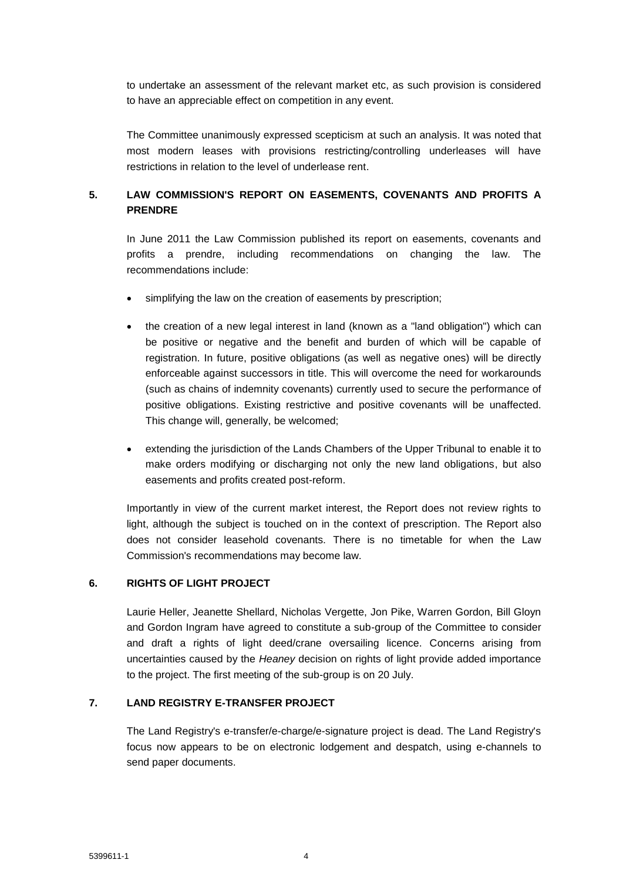to undertake an assessment of the relevant market etc, as such provision is considered to have an appreciable effect on competition in any event.

The Committee unanimously expressed scepticism at such an analysis. It was noted that most modern leases with provisions restricting/controlling underleases will have restrictions in relation to the level of underlease rent.

## 5. LAW COMMISSION'S REPORT ON EASEMENTS, COVENANTS AND PROFITS A PRENDRE

In June 2011 the Law Commission published its report on easements, covenants and profits a prendre, including recommendations on changing the law. The recommendations include:

- simplifying the law on the creation of easements by prescription;
- the creation of a new legal interest in land (known as a "land obligation") which can be positive or negative and the benefit and burden of which will be capable of registration. In future, positive obligations (as well as negative ones) will be directly enforceable against successors in title. This will overcome the need for workarounds (such as chains of indemnity covenants) currently used to secure the performance of positive obligations. Existing restrictive and positive covenants will be unaffected. This change will, generally, be welcomed;
- extending the jurisdiction of the Lands Chambers of the Upper Tribunal to enable it to make orders modifying or discharging not only the new land obligations, but also easements and profits created post-reform.

Importantly in view of the current market interest, the Report does not review rights to light, although the subject is touched on in the context of prescription. The Report also does not consider leasehold covenants. There is no timetable for when the Law Commission's recommendations may become law.

## 6. RIGHTS OF LIGHT PROJECT

Laurie Heller, Jeanette Shellard, Nicholas Vergette, Jon Pike, Warren Gordon, Bill Gloyn and Gordon Ingram have agreed to constitute a sub-group of the Committee to consider and draft a rights of light deed/crane oversailing licence. Concerns arising from uncertainties caused by the *Heaney* decision on rights of light provide added importance to the project. The first meeting of the sub-group is on 20 July.

## 7. LAND REGISTRY E-TRANSFER PROJECT

The Land Registry's e-transfer/e-charge/e-signature project is dead. The Land Registry's focus now appears to be on electronic lodgement and despatch, using e-channels to send paper documents.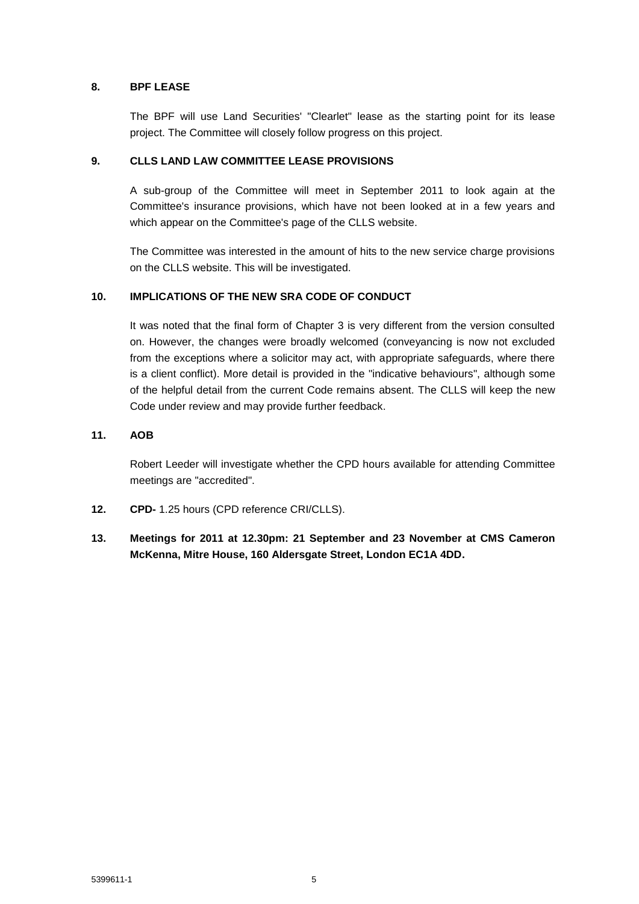## 8. BPF LEASE

The BPF will use Land Securities' "Clearlet" lease as the starting point for its lease project. The Committee will closely follow progress on this project.

## 9. CLLS LAND LAW COMMITTEE LEASE PROVISIONS

A sub-group of the Committee will meet in September 2011 to look again at the Committee's insurance provisions, which have not been looked at in a few years and which appear on the Committee's page of the CLLS website.

The Committee was interested in the amount of hits to the new service charge provisions on the CLLS website. This will be investigated.

## 10. IMPLICATIONS OF THE NEW SRA CODE OF CONDUCT

It was noted that the final form of Chapter 3 is very different from the version consulted on. However, the changes were broadly welcomed (conveyancing is now not excluded from the exceptions where a solicitor may act, with appropriate safeguards, where there is a client conflict). More detail is provided in the "indicative behaviours", although some of the helpful detail from the current Code remains absent. The CLLS will keep the new Code under review and may provide further feedback.

## 11. AOB

Robert Leeder will investigate whether the CPD hours available for attending Committee meetings are "accredited".

**12. CPD-** 1.25 hours (CPD reference CRI/CLLS).

**13. Meetings for 2011 at 12.30pm: 21 September and 23 November at CMS Cameron McKenna, Mitre House, 160 Aldersgate Street, London EC1A 4DD.**